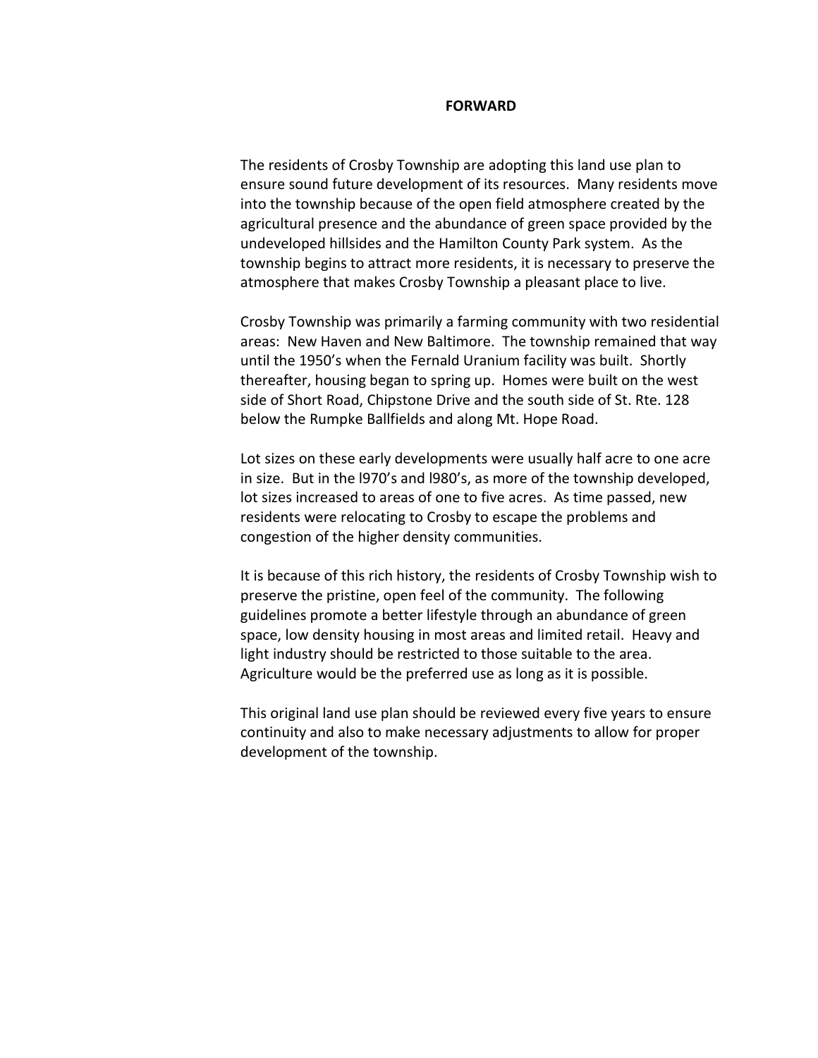# FORWARD

The residents of Crosby Township are adopting this land use plan to ensure sound future development of its resources. Many residents move into the township because of the open field atmosphere created by the agricultural presence and the abundance of green space provided by the undeveloped hillsides and the Hamilton County Park system. As the township begins to attract more residents, it is necessary to preserve the atmosphere that makes Crosby Township a pleasant place to live.

Crosby Township was primarily a farming community with two residential areas: New Haven and New Baltimore. The township remained that way until the 1950's when the Fernald Uranium facility was built. Shortly thereafter, housing began to spring up. Homes were built on the west side of Short Road, Chipstone Drive and the south side of St. Rte. 128 below the Rumpke Ballfields and along Mt. Hope Road.

Lot sizes on these early developments were usually half acre to one acre in size. But in the l970's and l980's, as more of the township developed, lot sizes increased to areas of one to five acres. As time passed, new residents were relocating to Crosby to escape the problems and congestion of the higher density communities.

It is because of this rich history, the residents of Crosby Township wish to preserve the pristine, open feel of the community. The following guidelines promote a better lifestyle through an abundance of green space, low density housing in most areas and limited retail. Heavy and light industry should be restricted to those suitable to the area. Agriculture would be the preferred use as long as it is possible.

This original land use plan should be reviewed every five years to ensure continuity and also to make necessary adjustments to allow for proper development of the township.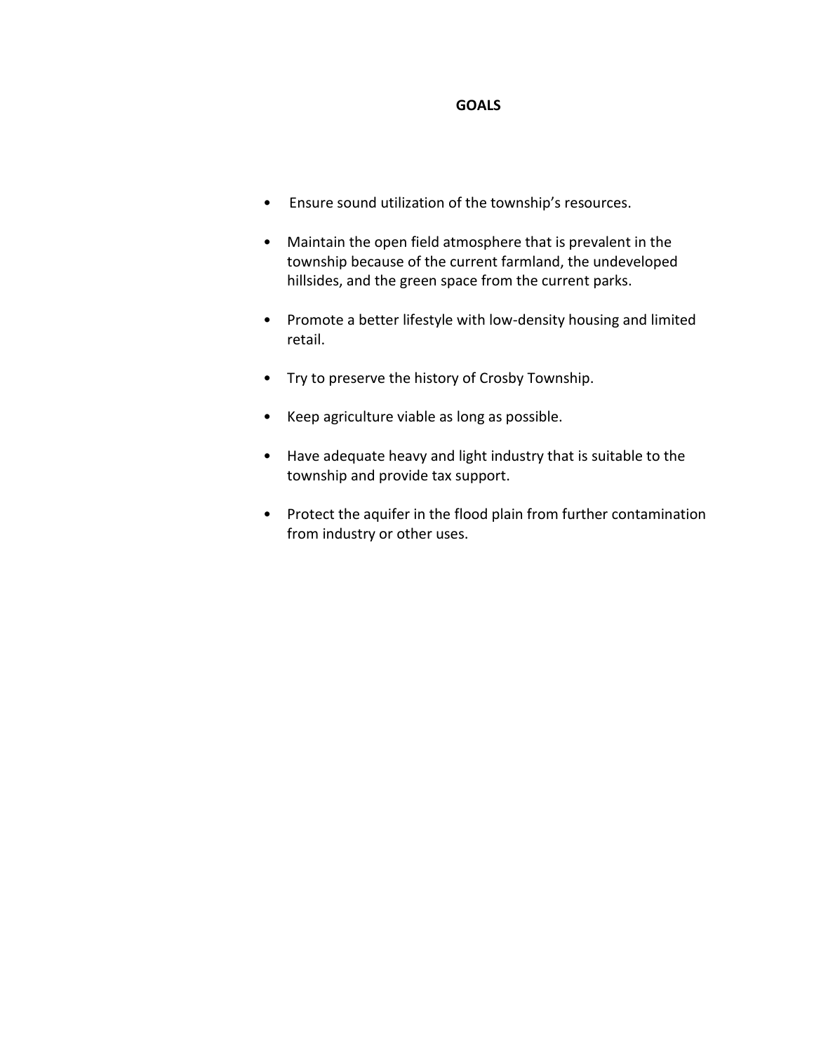# GOALS

- Ensure sound utilization of the township's resources.
- Maintain the open field atmosphere that is prevalent in the township because of the current farmland, the undeveloped hillsides, and the green space from the current parks.
- Promote a better lifestyle with low-density housing and limited retail.
- Try to preserve the history of Crosby Township.
- Keep agriculture viable as long as possible.
- Have adequate heavy and light industry that is suitable to the township and provide tax support.
- Protect the aquifer in the flood plain from further contamination from industry or other uses.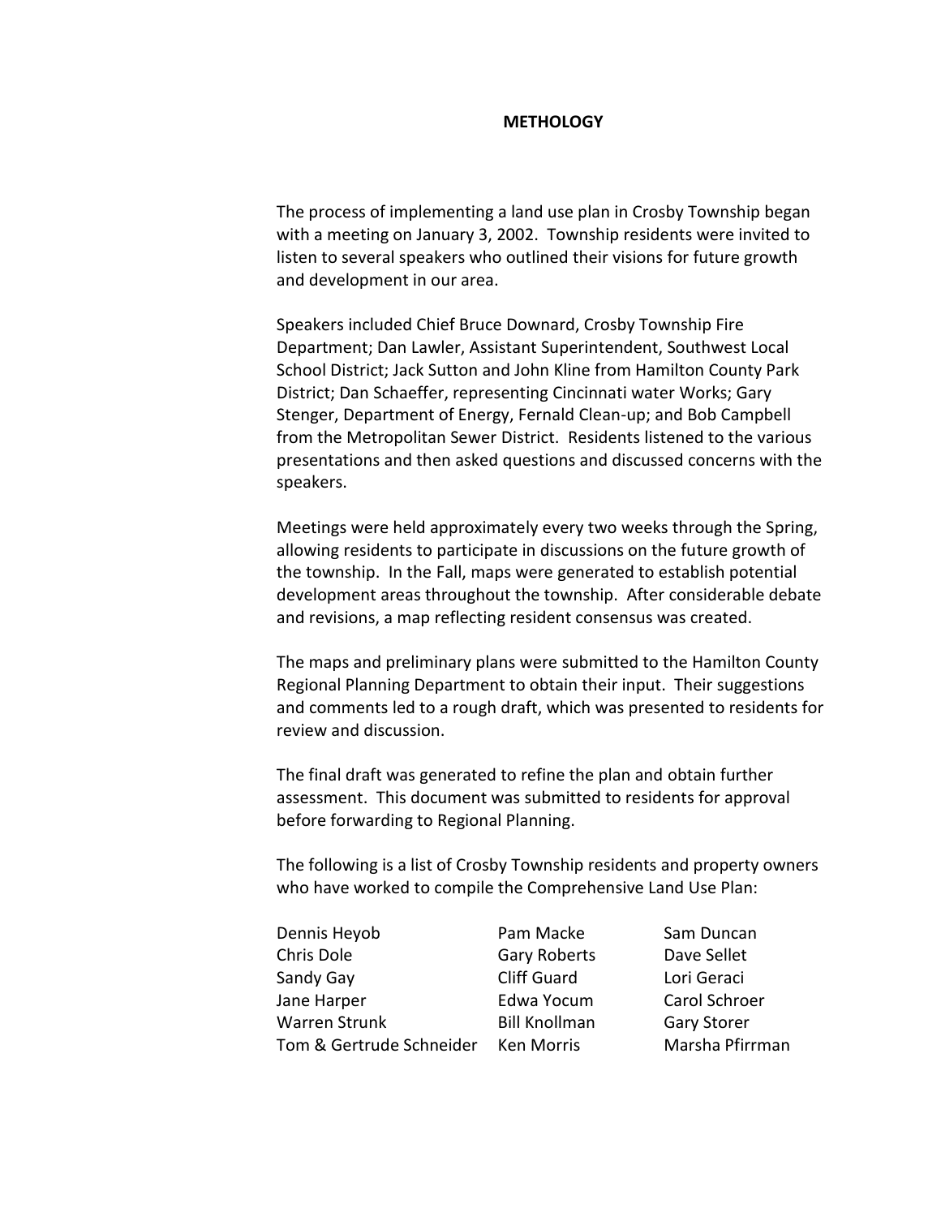# METHOLOGY

The process of implementing a land use plan in Crosby Township began with a meeting on January 3, 2002. Township residents were invited to listen to several speakers who outlined their visions for future growth and development in our area.

Speakers included Chief Bruce Downard, Crosby Township Fire Department; Dan Lawler, Assistant Superintendent, Southwest Local School District; Jack Sutton and John Kline from Hamilton County Park District; Dan Schaeffer, representing Cincinnati water Works; Gary Stenger, Department of Energy, Fernald Clean-up; and Bob Campbell from the Metropolitan Sewer District. Residents listened to the various presentations and then asked questions and discussed concerns with the speakers.

Meetings were held approximately every two weeks through the Spring, allowing residents to participate in discussions on the future growth of the township. In the Fall, maps were generated to establish potential development areas throughout the township. After considerable debate and revisions, a map reflecting resident consensus was created.

The maps and preliminary plans were submitted to the Hamilton County Regional Planning Department to obtain their input. Their suggestions and comments led to a rough draft, which was presented to residents for review and discussion.

The final draft was generated to refine the plan and obtain further assessment. This document was submitted to residents for approval before forwarding to Regional Planning.

The following is a list of Crosby Township residents and property owners who have worked to compile the Comprehensive Land Use Plan:

| | | |
|---|---|---|
| Dennis Heyob | Pam Macke | Sam Duncan |
| Chris Dole | Gary Roberts | Dave Sellet |
| Sandy Gay | Cliff Guard | Lori Geraci |
| Jane Harper | Edwa Yocum | Carol Schroer |
| Warren Strunk | Bill Knollman | Gary Storer |
| Tom & Gertrude Schneider | Ken Morris | Marsha Pfirrman |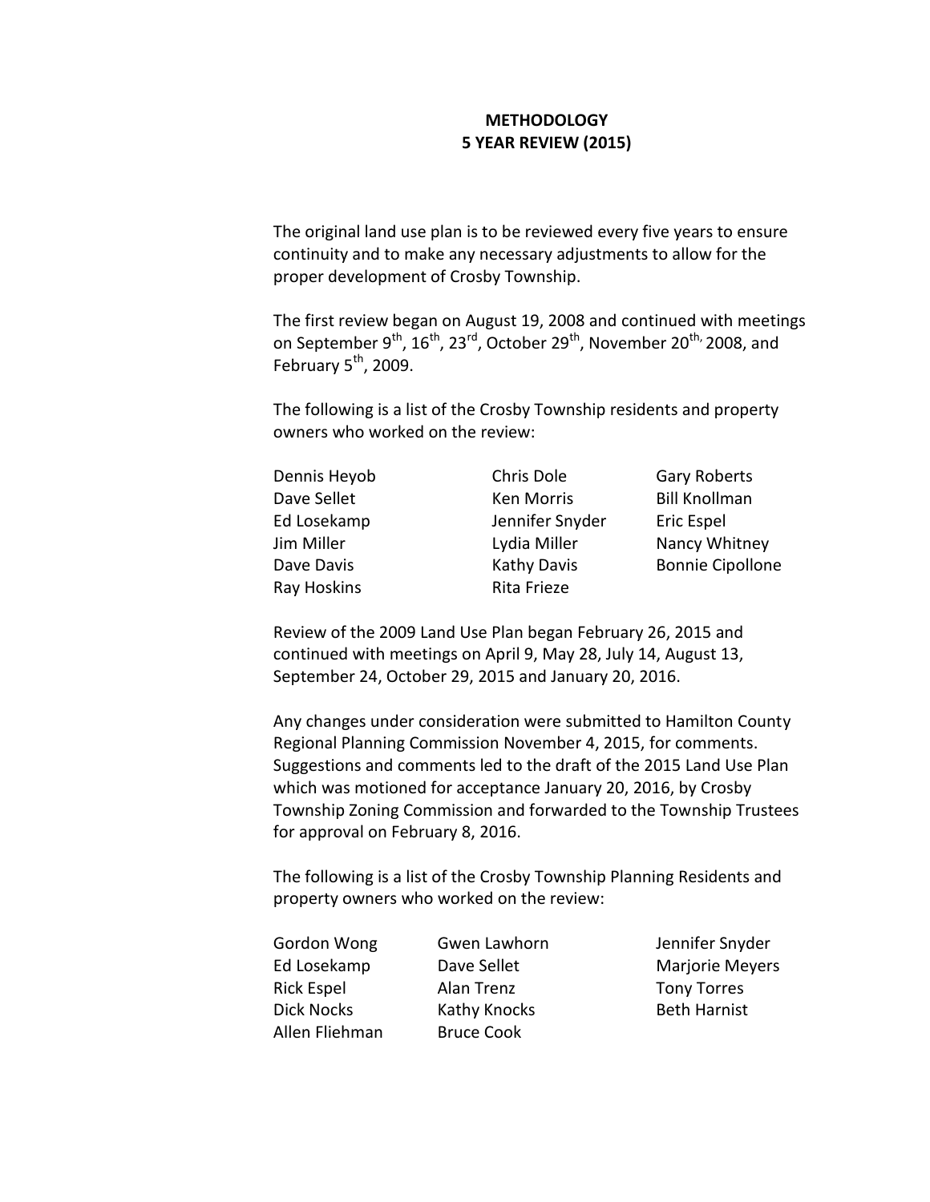## METHODOLOGY
## 5 YEAR REVIEW (2015)

The original land use plan is to be reviewed every five years to ensure continuity and to make any necessary adjustments to allow for the proper development of Crosby Township.

The first review began on August 19, 2008 and continued with meetings on September 9th, 16th, 23rd, October 29th, November 20th, 2008, and February 5th, 2009.

The following is a list of the Crosby Township residents and property owners who worked on the review:

| | | |
|---|---|---|
| Dennis Heyob | Chris Dole | Gary Roberts |
| Dave Sellet | Ken Morris | Bill Knollman |
| Ed Losekamp | Jennifer Snyder | Eric Espel |
| Jim Miller | Lydia Miller | Nancy Whitney |
| Dave Davis | Kathy Davis | Bonnie Cipollone |
| Ray Hoskins | Rita Frieze | |

Review of the 2009 Land Use Plan began February 26, 2015 and continued with meetings on April 9, May 28, July 14, August 13, September 24, October 29, 2015 and January 20, 2016.

Any changes under consideration were submitted to Hamilton County Regional Planning Commission November 4, 2015, for comments. Suggestions and comments led to the draft of the 2015 Land Use Plan which was motioned for acceptance January 20, 2016, by Crosby Township Zoning Commission and forwarded to the Township Trustees for approval on February 8, 2016.

The following is a list of the Crosby Township Planning Residents and property owners who worked on the review:

| | | |
|---|---|---|
| Gordon Wong | Gwen Lawhorn | Jennifer Snyder |
| Ed Losekamp | Dave Sellet | Marjorie Meyers |
| Rick Espel | Alan Trenz | Tony Torres |
| Dick Nocks | Kathy Knocks | Beth Harnist |
| Allen Fliehman | Bruce Cook | |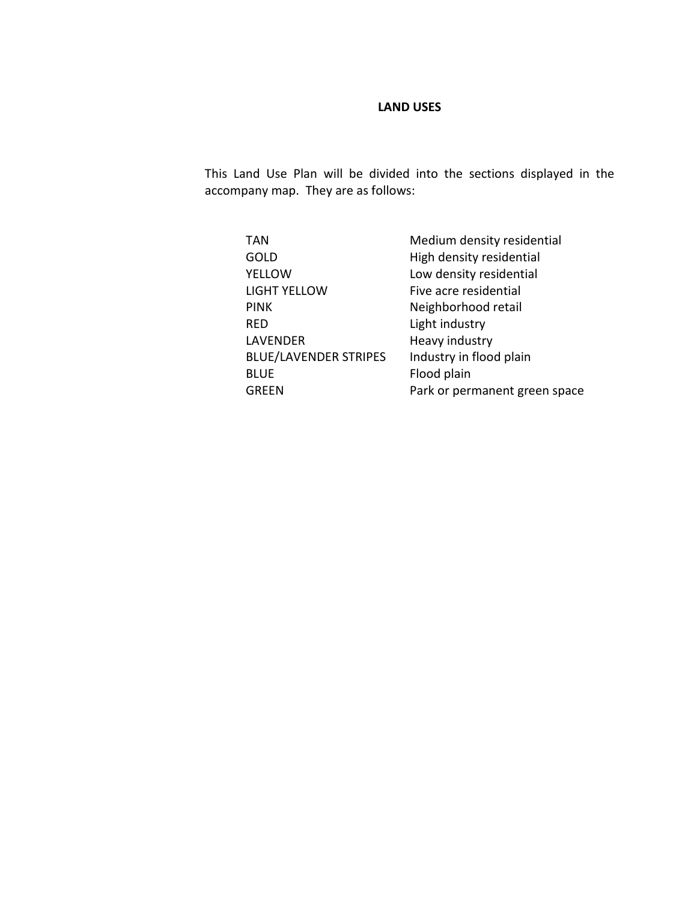## LAND USES

This Land Use Plan will be divided into the sections displayed in the accompany map. They are as follows:

| | |
|---|---|
| TAN | Medium density residential |
| GOLD | High density residential |
| YELLOW | Low density residential |
| LIGHT YELLOW | Five acre residential |
| PINK | Neighborhood retail |
| RED | Light industry |
| LAVENDER | Heavy industry |
| BLUE/LAVENDER STRIPES | Industry in flood plain |
| BLUE | Flood plain |
| GREEN | Park or permanent green space |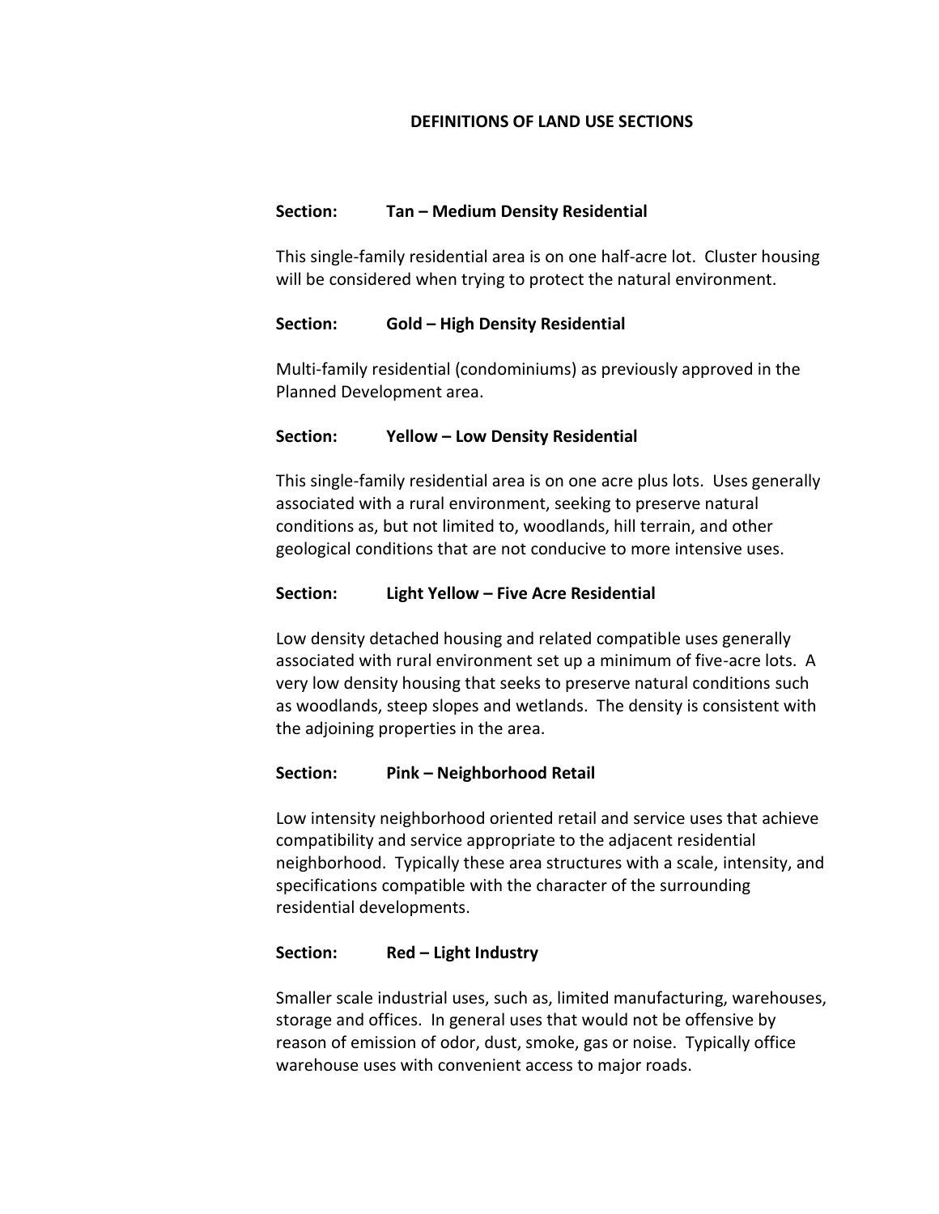# DEFINITIONS OF LAND USE SECTIONS

**Section: Tan – Medium Density Residential**

This single-family residential area is on one half-acre lot. Cluster housing will be considered when trying to protect the natural environment.

**Section: Gold – High Density Residential**

Multi-family residential (condominiums) as previously approved in the Planned Development area.

**Section: Yellow – Low Density Residential**

This single-family residential area is on one acre plus lots. Uses generally associated with a rural environment, seeking to preserve natural conditions as, but not limited to, woodlands, hill terrain, and other geological conditions that are not conducive to more intensive uses.

**Section: Light Yellow – Five Acre Residential**

Low density detached housing and related compatible uses generally associated with rural environment set up a minimum of five-acre lots. A very low density housing that seeks to preserve natural conditions such as woodlands, steep slopes and wetlands. The density is consistent with the adjoining properties in the area.

**Section: Pink – Neighborhood Retail**

Low intensity neighborhood oriented retail and service uses that achieve compatibility and service appropriate to the adjacent residential neighborhood. Typically these area structures with a scale, intensity, and specifications compatible with the character of the surrounding residential developments.

**Section: Red – Light Industry**

Smaller scale industrial uses, such as, limited manufacturing, warehouses, storage and offices. In general uses that would not be offensive by reason of emission of odor, dust, smoke, gas or noise. Typically office warehouse uses with convenient access to major roads.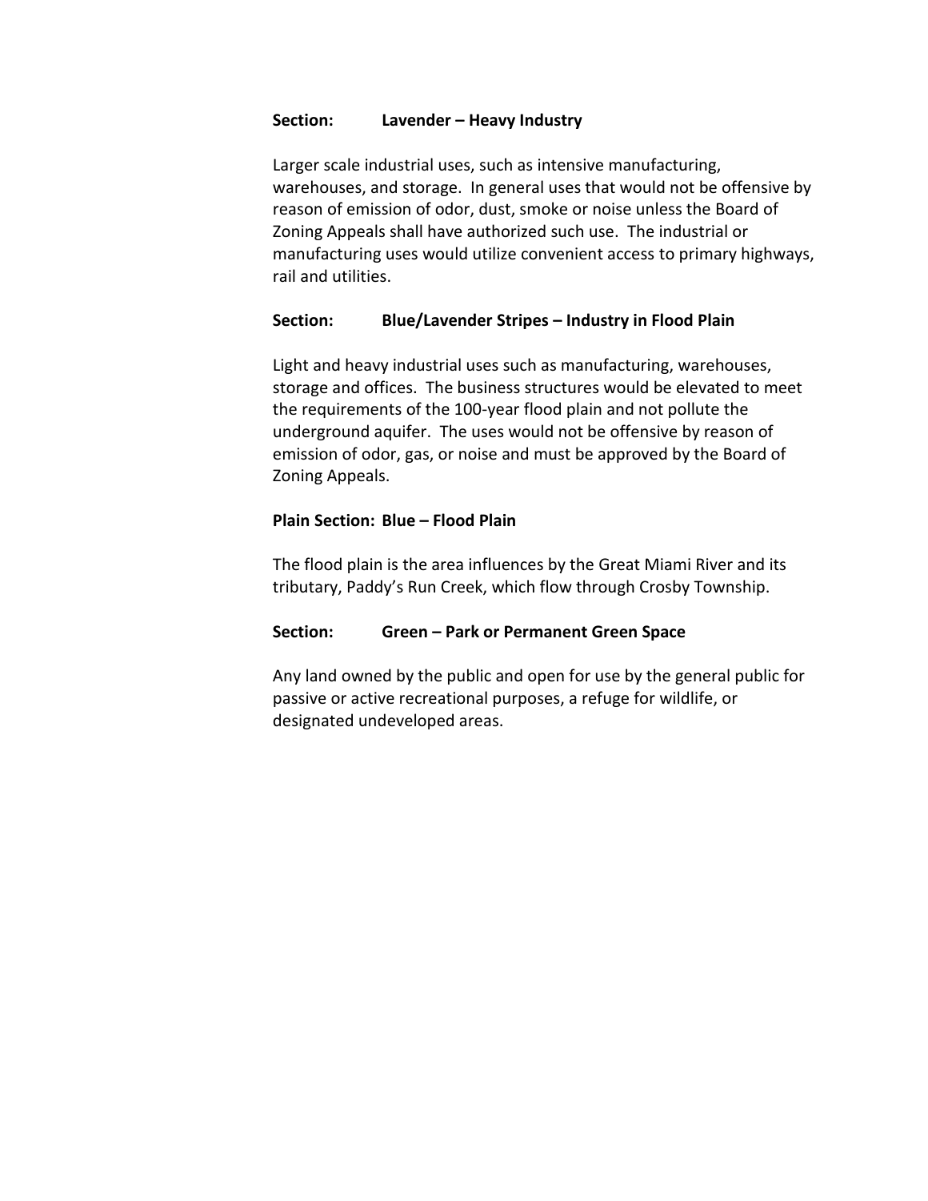**Section: Lavender – Heavy Industry**

Larger scale industrial uses, such as intensive manufacturing, warehouses, and storage. In general uses that would not be offensive by reason of emission of odor, dust, smoke or noise unless the Board of Zoning Appeals shall have authorized such use. The industrial or manufacturing uses would utilize convenient access to primary highways, rail and utilities.

**Section: Blue/Lavender Stripes – Industry in Flood Plain**

Light and heavy industrial uses such as manufacturing, warehouses, storage and offices. The business structures would be elevated to meet the requirements of the 100-year flood plain and not pollute the underground aquifer. The uses would not be offensive by reason of emission of odor, gas, or noise and must be approved by the Board of Zoning Appeals.

**Plain Section: Blue – Flood Plain**

The flood plain is the area influences by the Great Miami River and its tributary, Paddy's Run Creek, which flow through Crosby Township.

**Section: Green – Park or Permanent Green Space**

Any land owned by the public and open for use by the general public for passive or active recreational purposes, a refuge for wildlife, or designated undeveloped areas.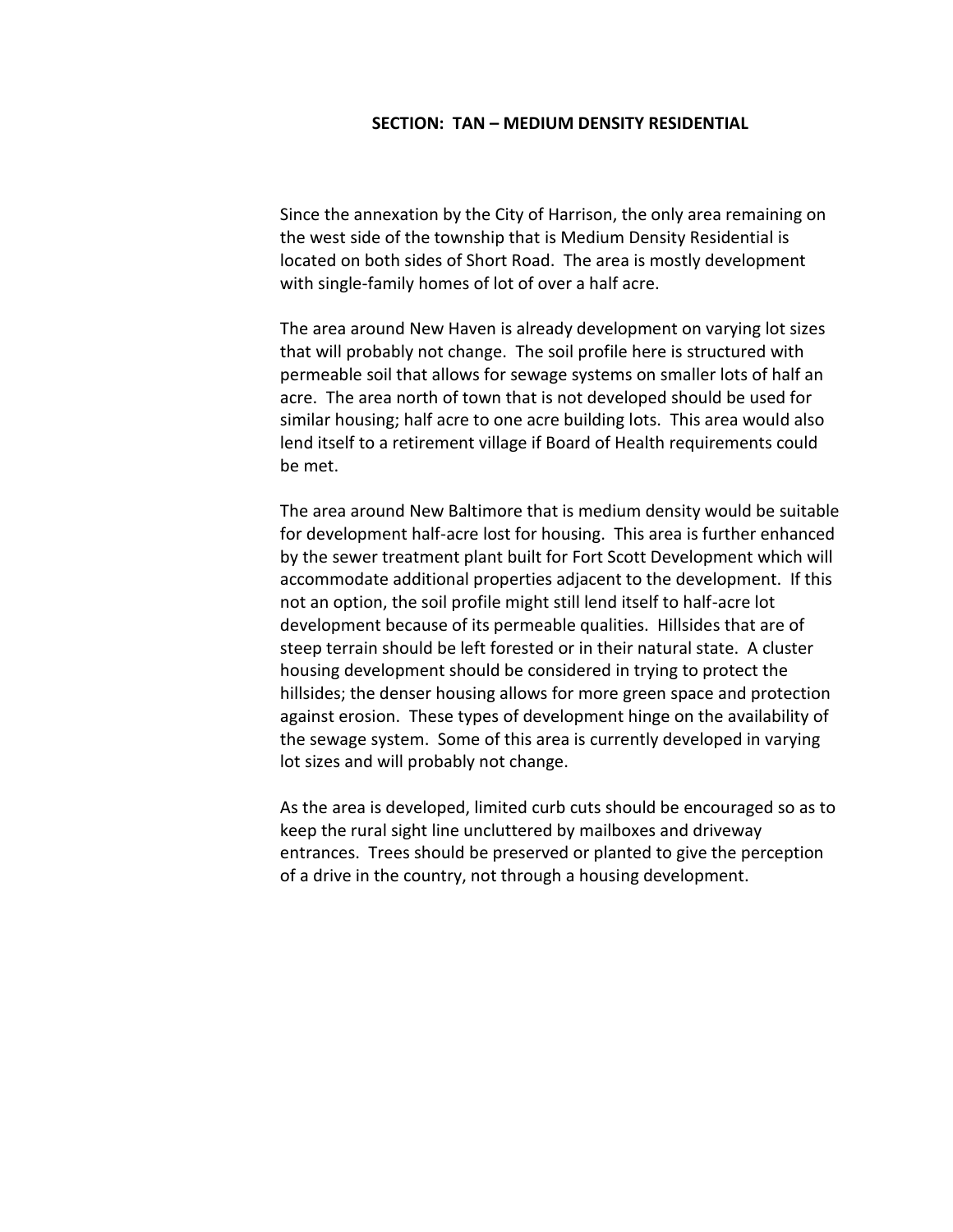## SECTION: TAN – MEDIUM DENSITY RESIDENTIAL

Since the annexation by the City of Harrison, the only area remaining on the west side of the township that is Medium Density Residential is located on both sides of Short Road. The area is mostly development with single-family homes of lot of over a half acre.

The area around New Haven is already development on varying lot sizes that will probably not change. The soil profile here is structured with permeable soil that allows for sewage systems on smaller lots of half an acre. The area north of town that is not developed should be used for similar housing; half acre to one acre building lots. This area would also lend itself to a retirement village if Board of Health requirements could be met.

The area around New Baltimore that is medium density would be suitable for development half-acre lost for housing. This area is further enhanced by the sewer treatment plant built for Fort Scott Development which will accommodate additional properties adjacent to the development. If this not an option, the soil profile might still lend itself to half-acre lot development because of its permeable qualities. Hillsides that are of steep terrain should be left forested or in their natural state. A cluster housing development should be considered in trying to protect the hillsides; the denser housing allows for more green space and protection against erosion. These types of development hinge on the availability of the sewage system. Some of this area is currently developed in varying lot sizes and will probably not change.

As the area is developed, limited curb cuts should be encouraged so as to keep the rural sight line uncluttered by mailboxes and driveway entrances. Trees should be preserved or planted to give the perception of a drive in the country, not through a housing development.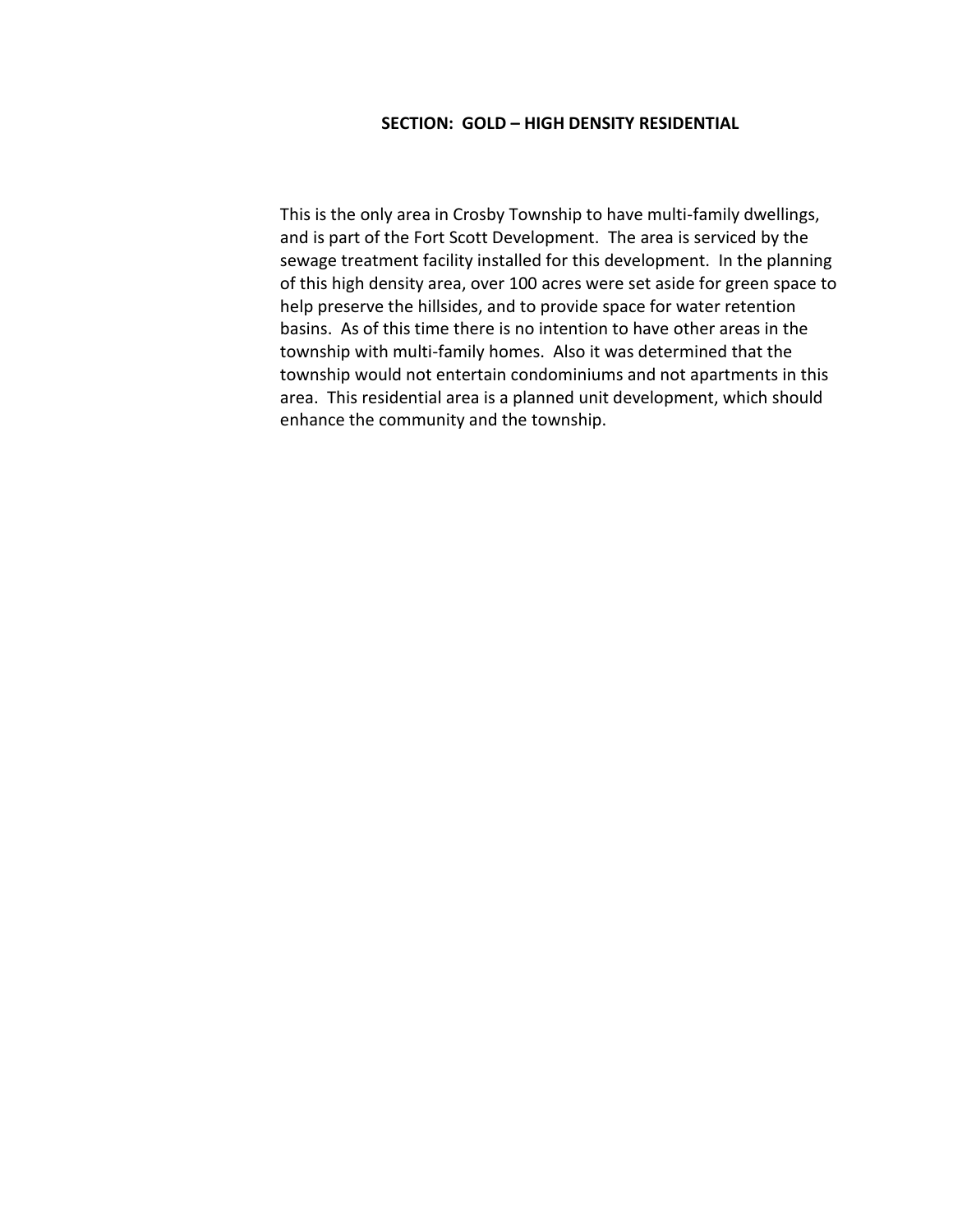**SECTION: GOLD – HIGH DENSITY RESIDENTIAL**

This is the only area in Crosby Township to have multi-family dwellings, and is part of the Fort Scott Development. The area is serviced by the sewage treatment facility installed for this development. In the planning of this high density area, over 100 acres were set aside for green space to help preserve the hillsides, and to provide space for water retention basins. As of this time there is no intention to have other areas in the township with multi-family homes. Also it was determined that the township would not entertain condominiums and not apartments in this area. This residential area is a planned unit development, which should enhance the community and the township.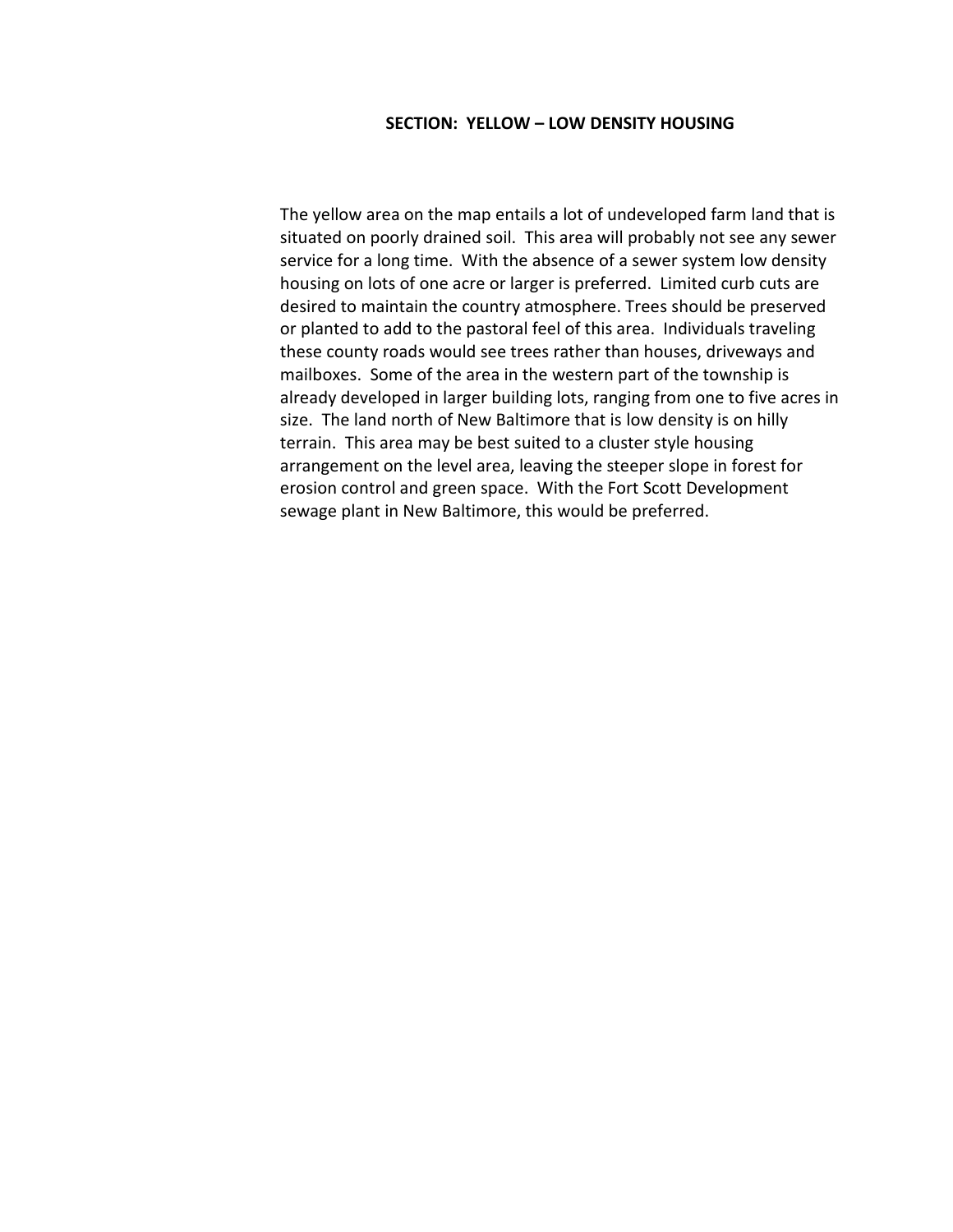## SECTION: YELLOW – LOW DENSITY HOUSING

The yellow area on the map entails a lot of undeveloped farm land that is situated on poorly drained soil. This area will probably not see any sewer service for a long time. With the absence of a sewer system low density housing on lots of one acre or larger is preferred. Limited curb cuts are desired to maintain the country atmosphere. Trees should be preserved or planted to add to the pastoral feel of this area. Individuals traveling these county roads would see trees rather than houses, driveways and mailboxes. Some of the area in the western part of the township is already developed in larger building lots, ranging from one to five acres in size. The land north of New Baltimore that is low density is on hilly terrain. This area may be best suited to a cluster style housing arrangement on the level area, leaving the steeper slope in forest for erosion control and green space. With the Fort Scott Development sewage plant in New Baltimore, this would be preferred.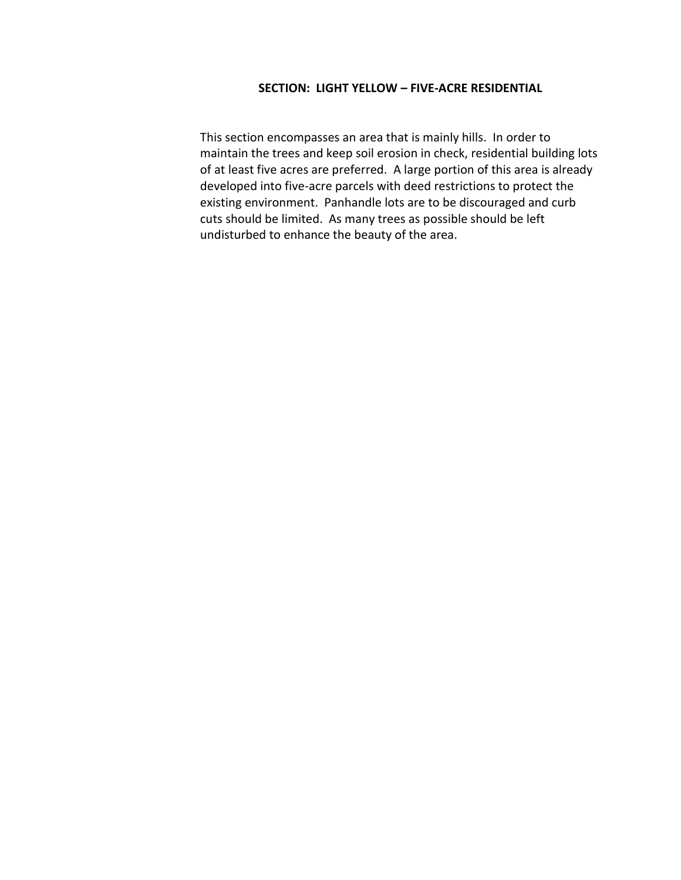## SECTION: LIGHT YELLOW – FIVE-ACRE RESIDENTIAL

This section encompasses an area that is mainly hills. In order to maintain the trees and keep soil erosion in check, residential building lots of at least five acres are preferred. A large portion of this area is already developed into five-acre parcels with deed restrictions to protect the existing environment. Panhandle lots are to be discouraged and curb cuts should be limited. As many trees as possible should be left undisturbed to enhance the beauty of the area.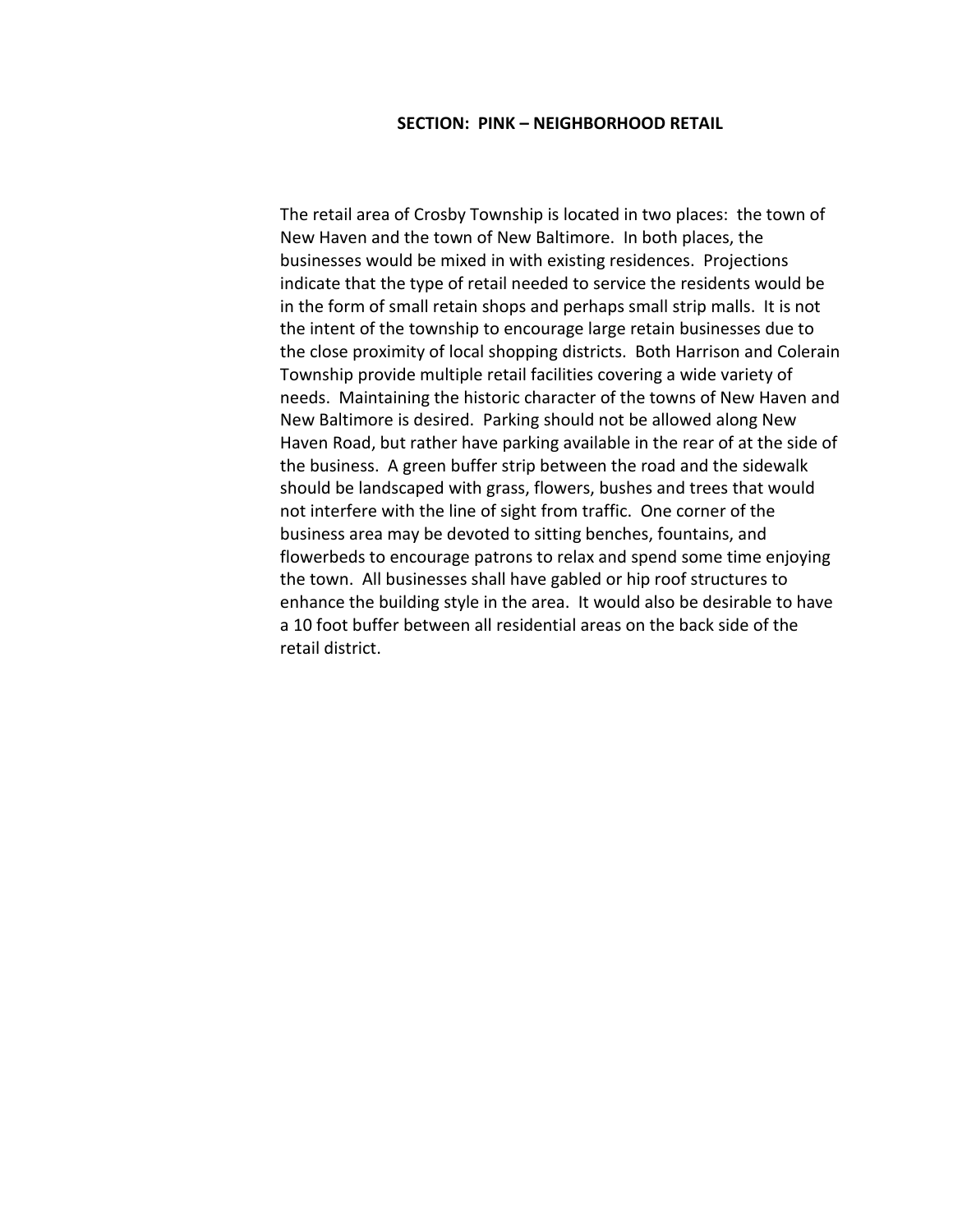## SECTION: PINK – NEIGHBORHOOD RETAIL

The retail area of Crosby Township is located in two places: the town of New Haven and the town of New Baltimore. In both places, the businesses would be mixed in with existing residences. Projections indicate that the type of retail needed to service the residents would be in the form of small retain shops and perhaps small strip malls. It is not the intent of the township to encourage large retain businesses due to the close proximity of local shopping districts. Both Harrison and Colerain Township provide multiple retail facilities covering a wide variety of needs. Maintaining the historic character of the towns of New Haven and New Baltimore is desired. Parking should not be allowed along New Haven Road, but rather have parking available in the rear of at the side of the business. A green buffer strip between the road and the sidewalk should be landscaped with grass, flowers, bushes and trees that would not interfere with the line of sight from traffic. One corner of the business area may be devoted to sitting benches, fountains, and flowerbeds to encourage patrons to relax and spend some time enjoying the town. All businesses shall have gabled or hip roof structures to enhance the building style in the area. It would also be desirable to have a 10 foot buffer between all residential areas on the back side of the retail district.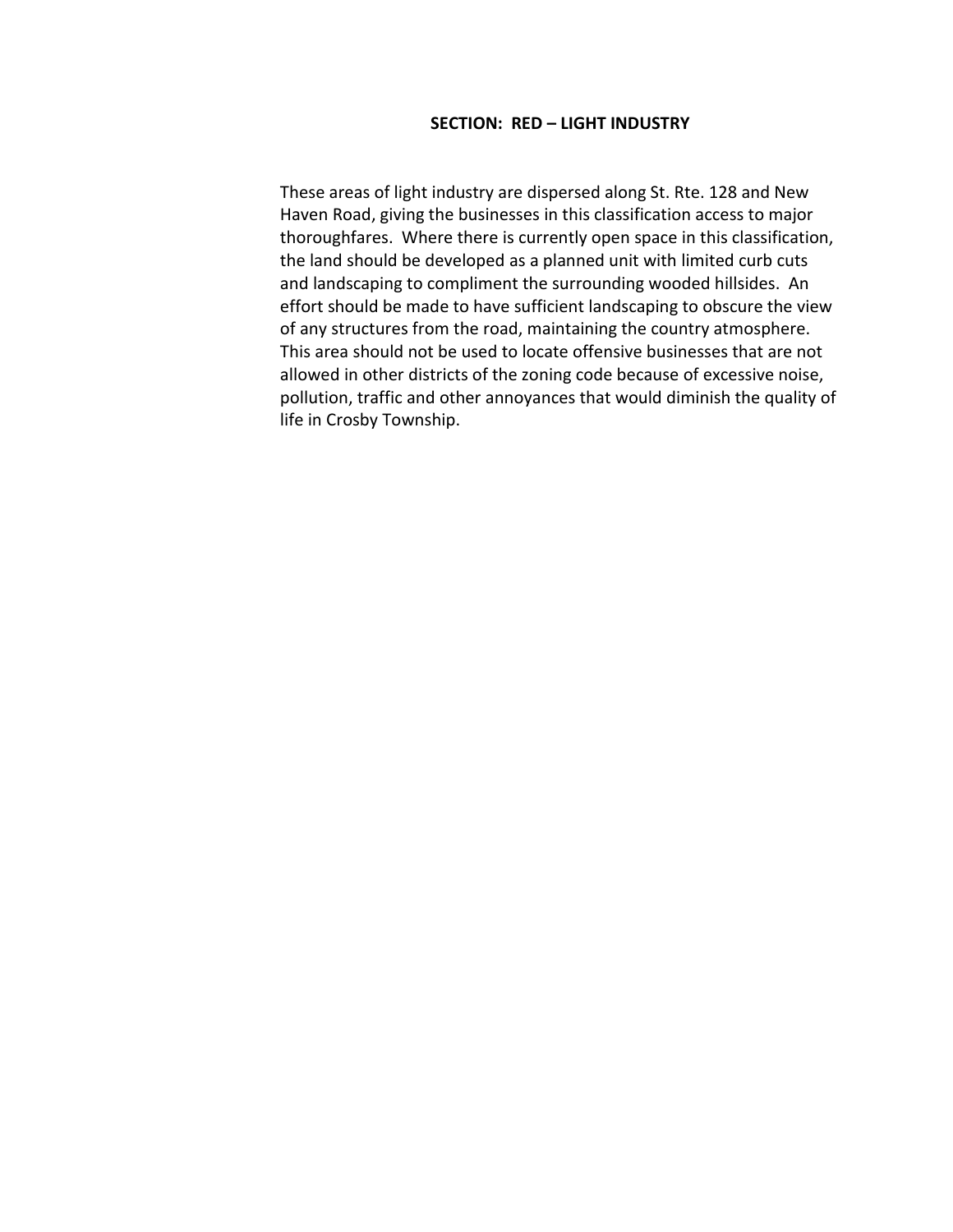## SECTION: RED – LIGHT INDUSTRY

These areas of light industry are dispersed along St. Rte. 128 and New Haven Road, giving the businesses in this classification access to major thoroughfares. Where there is currently open space in this classification, the land should be developed as a planned unit with limited curb cuts and landscaping to compliment the surrounding wooded hillsides. An effort should be made to have sufficient landscaping to obscure the view of any structures from the road, maintaining the country atmosphere. This area should not be used to locate offensive businesses that are not allowed in other districts of the zoning code because of excessive noise, pollution, traffic and other annoyances that would diminish the quality of life in Crosby Township.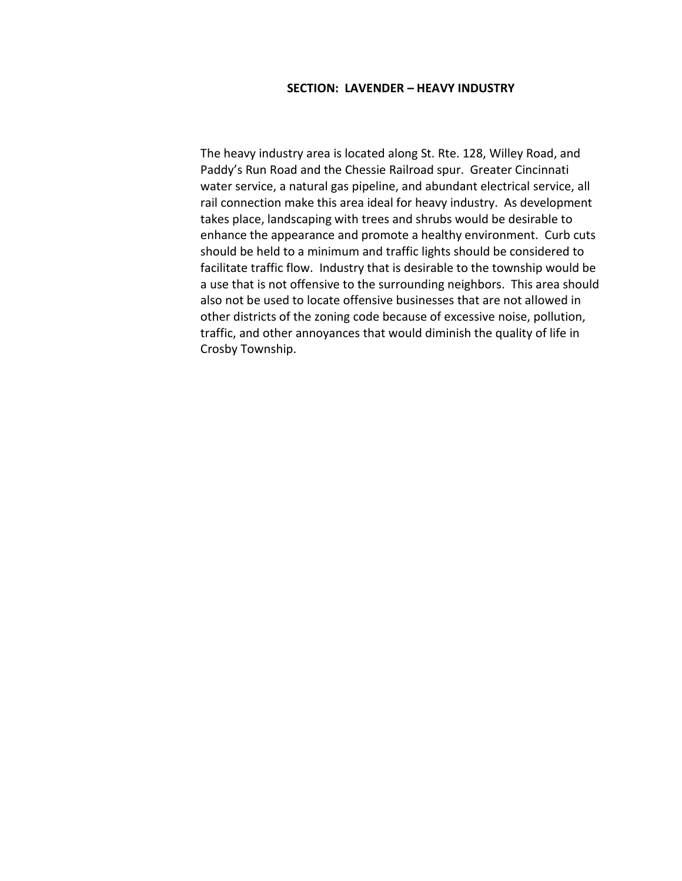## SECTION: LAVENDER – HEAVY INDUSTRY

The heavy industry area is located along St. Rte. 128, Willey Road, and Paddy's Run Road and the Chessie Railroad spur. Greater Cincinnati water service, a natural gas pipeline, and abundant electrical service, all rail connection make this area ideal for heavy industry. As development takes place, landscaping with trees and shrubs would be desirable to enhance the appearance and promote a healthy environment. Curb cuts should be held to a minimum and traffic lights should be considered to facilitate traffic flow. Industry that is desirable to the township would be a use that is not offensive to the surrounding neighbors. This area should also not be used to locate offensive businesses that are not allowed in other districts of the zoning code because of excessive noise, pollution, traffic, and other annoyances that would diminish the quality of life in Crosby Township.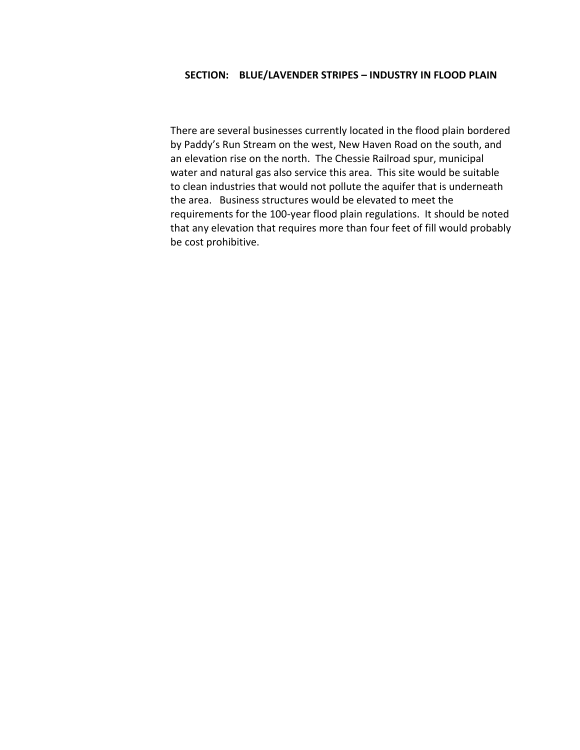## SECTION: BLUE/LAVENDER STRIPES – INDUSTRY IN FLOOD PLAIN

There are several businesses currently located in the flood plain bordered by Paddy's Run Stream on the west, New Haven Road on the south, and an elevation rise on the north. The Chessie Railroad spur, municipal water and natural gas also service this area. This site would be suitable to clean industries that would not pollute the aquifer that is underneath the area. Business structures would be elevated to meet the requirements for the 100-year flood plain regulations. It should be noted that any elevation that requires more than four feet of fill would probably be cost prohibitive.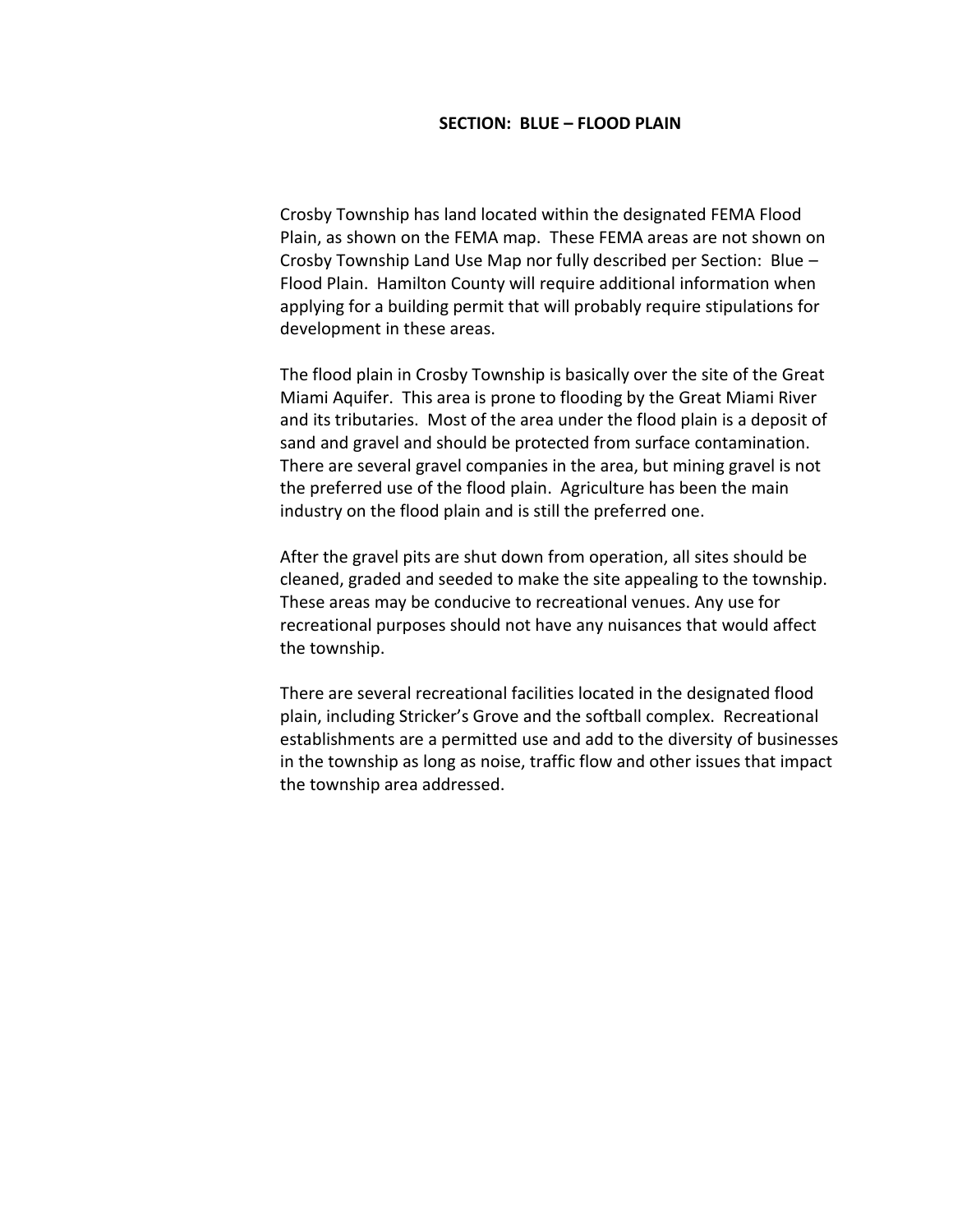## SECTION: BLUE – FLOOD PLAIN

Crosby Township has land located within the designated FEMA Flood Plain, as shown on the FEMA map. These FEMA areas are not shown on Crosby Township Land Use Map nor fully described per Section: Blue – Flood Plain. Hamilton County will require additional information when applying for a building permit that will probably require stipulations for development in these areas.

The flood plain in Crosby Township is basically over the site of the Great Miami Aquifer. This area is prone to flooding by the Great Miami River and its tributaries. Most of the area under the flood plain is a deposit of sand and gravel and should be protected from surface contamination. There are several gravel companies in the area, but mining gravel is not the preferred use of the flood plain. Agriculture has been the main industry on the flood plain and is still the preferred one.

After the gravel pits are shut down from operation, all sites should be cleaned, graded and seeded to make the site appealing to the township. These areas may be conducive to recreational venues. Any use for recreational purposes should not have any nuisances that would affect the township.

There are several recreational facilities located in the designated flood plain, including Stricker's Grove and the softball complex. Recreational establishments are a permitted use and add to the diversity of businesses in the township as long as noise, traffic flow and other issues that impact the township area addressed.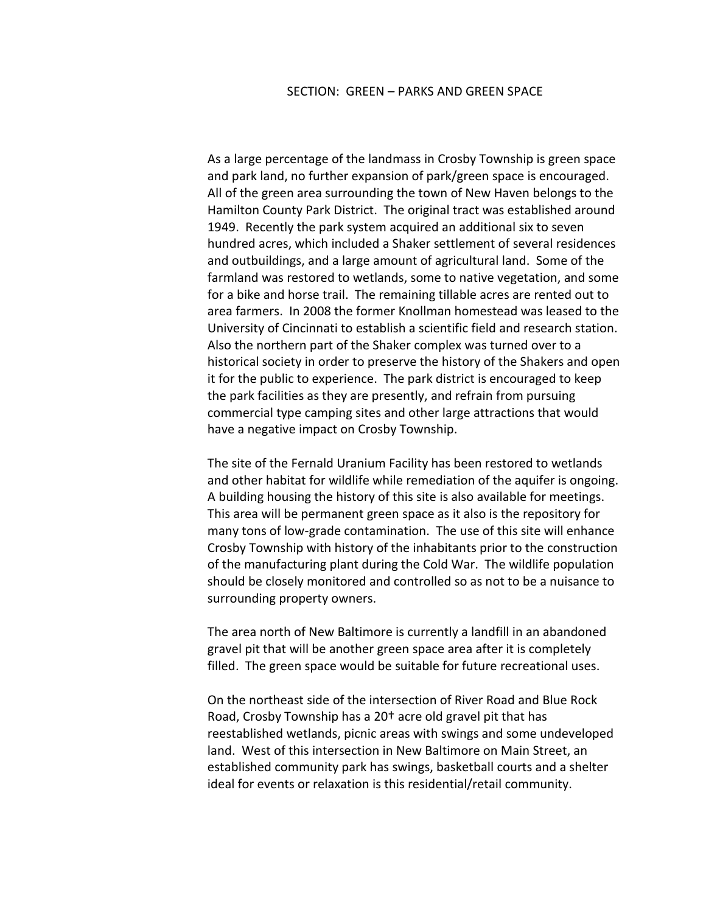## SECTION: GREEN – PARKS AND GREEN SPACE

As a large percentage of the landmass in Crosby Township is green space and park land, no further expansion of park/green space is encouraged. All of the green area surrounding the town of New Haven belongs to the Hamilton County Park District. The original tract was established around 1949. Recently the park system acquired an additional six to seven hundred acres, which included a Shaker settlement of several residences and outbuildings, and a large amount of agricultural land. Some of the farmland was restored to wetlands, some to native vegetation, and some for a bike and horse trail. The remaining tillable acres are rented out to area farmers. In 2008 the former Knollman homestead was leased to the University of Cincinnati to establish a scientific field and research station. Also the northern part of the Shaker complex was turned over to a historical society in order to preserve the history of the Shakers and open it for the public to experience. The park district is encouraged to keep the park facilities as they are presently, and refrain from pursuing commercial type camping sites and other large attractions that would have a negative impact on Crosby Township.

The site of the Fernald Uranium Facility has been restored to wetlands and other habitat for wildlife while remediation of the aquifer is ongoing. A building housing the history of this site is also available for meetings. This area will be permanent green space as it also is the repository for many tons of low-grade contamination. The use of this site will enhance Crosby Township with history of the inhabitants prior to the construction of the manufacturing plant during the Cold War. The wildlife population should be closely monitored and controlled so as not to be a nuisance to surrounding property owners.

The area north of New Baltimore is currently a landfill in an abandoned gravel pit that will be another green space area after it is completely filled. The green space would be suitable for future recreational uses.

On the northeast side of the intersection of River Road and Blue Rock Road, Crosby Township has a 20† acre old gravel pit that has reestablished wetlands, picnic areas with swings and some undeveloped land. West of this intersection in New Baltimore on Main Street, an established community park has swings, basketball courts and a shelter ideal for events or relaxation is this residential/retail community.